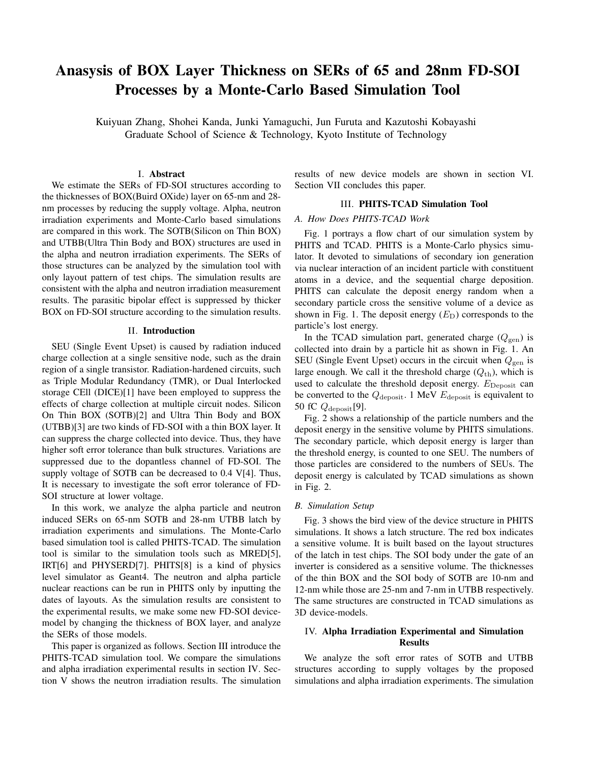# Anasysis of BOX Layer Thickness on SERs of 65 and 28nm FD-SOI Processes by a Monte-Carlo Based Simulation Tool

Kuiyuan Zhang, Shohei Kanda, Junki Yamaguchi, Jun Furuta and Kazutoshi Kobayashi
Graduate School of Science & Technology, Kyoto Institute of Technology

## I. Abstract

We estimate the SERs of FD-SOI structures according to the thicknesses of BOX(Buird OXide) layer on 65-nm and 28-nm processes by reducing the supply voltage. Alpha, neutron irradiation experiments and Monte-Carlo based simulations are compared in this work. The SOTB(Silicon on Thin BOX) and UTBB(Ultra Thin Body and BOX) structures are used in the alpha and neutron irradiation experiments. The SERs of those structures can be analyzed by the simulation tool with only layout pattern of test chips. The simulation results are consistent with the alpha and neutron irradiation measurement results. The parasitic bipolar effect is suppressed by thicker BOX on FD-SOI structure according to the simulation results.

## II. Introduction

SEU (Single Event Upset) is caused by radiation induced charge collection at a single sensitive node, such as the drain region of a single transistor. Radiation-hardened circuits, such as Triple Modular Redundancy (TMR), or Dual Interlocked storage CEll (DICE)[1] have been employed to suppress the effects of charge collection at multiple circuit nodes. Silicon On Thin BOX (SOTB)[2] and Ultra Thin Body and BOX (UTBB)[3] are two kinds of FD-SOI with a thin BOX layer. It can suppress the charge collected into device. Thus, they have higher soft error tolerance than bulk structures. Variations are suppressed due to the dopantless channel of FD-SOI. The supply voltage of SOTB can be decreased to 0.4 V[4]. Thus, It is necessary to investigate the soft error tolerance of FD-SOI structure at lower voltage.

In this work, we analyze the alpha particle and neutron induced SERs on 65-nm SOTB and 28-nm UTBB latch by irradiation experiments and simulations. The Monte-Carlo based simulation tool is called PHITS-TCAD. The simulation tool is similar to the simulation tools such as MRED[5], IRT[6] and PHYSERD[7]. PHITS[8] is a kind of physics level simulator as Geant4. The neutron and alpha particle nuclear reactions can be run in PHITS only by inputting the dates of layouts. As the simulation results are consistent to the experimental results, we make some new FD-SOI device-model by changing the thickness of BOX layer, and analyze the SERs of those models.

This paper is organized as follows. Section III introduce the PHITS-TCAD simulation tool. We compare the simulations and alpha irradiation experimental results in section IV. Section V shows the neutron irradiation results. The simulation results of new device models are shown in section VI. Section VII concludes this paper.

## III. PHITS-TCAD Simulation Tool

### A. How Does PHITS-TCAD Work

Fig. 1 portrays a flow chart of our simulation system by PHITS and TCAD. PHITS is a Monte-Carlo physics simulator. It devoted to simulations of secondary ion generation via nuclear interaction of an incident particle with constituent atoms in a device, and the sequential charge deposition. PHITS can calculate the deposit energy random when a secondary particle cross the sensitive volume of a device as shown in Fig. 1. The deposit energy ($E_{\rm D}$) corresponds to the particle's lost energy.

In the TCAD simulation part, generated charge ($Q_{\rm gen}$) is collected into drain by a particle hit as shown in Fig. 1. An SEU (Single Event Upset) occurs in the circuit when $Q_{\rm gen}$ is large enough. We call it the threshold charge ($Q_{\rm th}$), which is used to calculate the threshold deposit energy. $E_{\rm Deposit}$ can be converted to the $Q_{\rm deposit}$. 1 MeV $E_{\rm deposit}$ is equivalent to 50 fC $Q_{\rm deposit}$[9].

Fig. 2 shows a relationship of the particle numbers and the deposit energy in the sensitive volume by PHITS simulations. The secondary particle, which deposit energy is larger than the threshold energy, is counted to one SEU. The numbers of those particles are considered to the numbers of SEUs. The deposit energy is calculated by TCAD simulations as shown in Fig. 2.

### B. Simulation Setup

Fig. 3 shows the bird view of the device structure in PHITS simulations. It shows a latch structure. The red box indicates a sensitive volume. It is built based on the layout structures of the latch in test chips. The SOI body under the gate of an inverter is considered as a sensitive volume. The thicknesses of the thin BOX and the SOI body of SOTB are 10-nm and 12-nm while those are 25-nm and 7-nm in UTBB respectively. The same structures are constructed in TCAD simulations as 3D device-models.

## IV. Alpha Irradiation Experimental and Simulation Results

We analyze the soft error rates of SOTB and UTBB structures according to supply voltages by the proposed simulations and alpha irradiation experiments. The simulation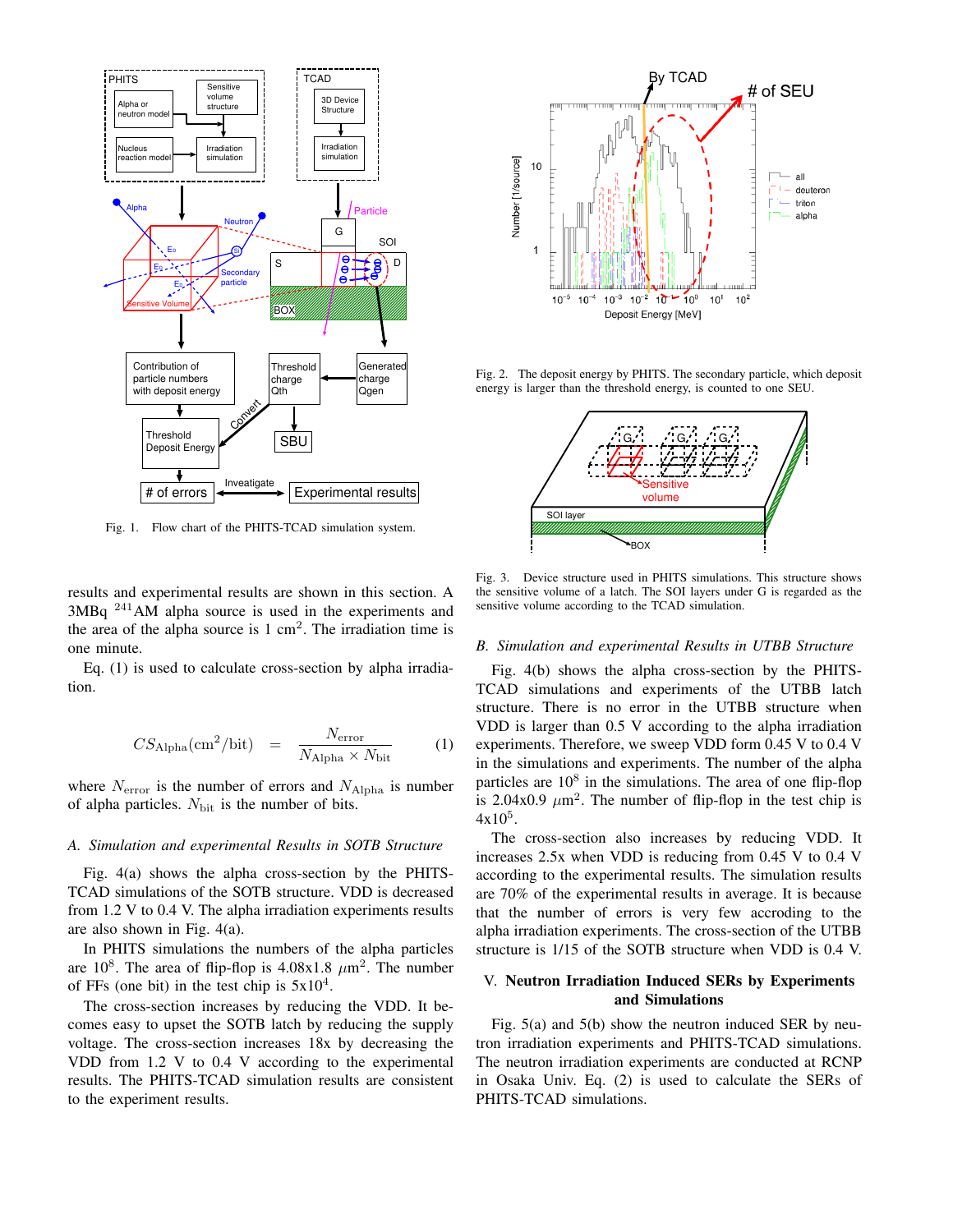Fig. 1. Flow chart of the PHITS-TCAD simulation system.

Fig. 2. The deposit energy by PHITS. The secondary particle, which deposit energy is larger than the threshold energy, is counted to one SEU.

Fig. 3. Device structure used in PHITS simulations. This structure shows the sensitive volume of a latch. The SOI layers under G is regarded as the sensitive volume according to the TCAD simulation.

results and experimental results are shown in this section. A 3MBq $^{241}$AM alpha source is used in the experiments and the area of the alpha source is 1 cm$^2$. The irradiation time is one minute.

Eq. (1) is used to calculate cross-section by alpha irradiation.

$$CS_{\mathrm{Alpha}}(\mathrm{cm}^2/\mathrm{bit}) \quad = \quad \frac{N_{\mathrm{error}}}{N_{\mathrm{Alpha}} \times N_{\mathrm{bit}}} \qquad (1)$$

where $N_{\mathrm{error}}$ is the number of errors and $N_{\mathrm{Alpha}}$ is number of alpha particles. $N_{\mathrm{bit}}$ is the number of bits.

### *A. Simulation and experimental Results in SOTB Structure*

Fig. 4(a) shows the alpha cross-section by the PHITS-TCAD simulations of the SOTB structure. VDD is decreased from 1.2 V to 0.4 V. The alpha irradiation experiments results are also shown in Fig. 4(a).

In PHITS simulations the numbers of the alpha particles are $10^8$. The area of flip-flop is 4.08x1.8 $\mu$m$^2$. The number of FFs (one bit) in the test chip is 5x$10^4$.

The cross-section increases by reducing the VDD. It becomes easy to upset the SOTB latch by reducing the supply voltage. The cross-section increases 18x by decreasing the VDD from 1.2 V to 0.4 V according to the experimental results. The PHITS-TCAD simulation results are consistent to the experiment results.

### *B. Simulation and experimental Results in UTBB Structure*

Fig. 4(b) shows the alpha cross-section by the PHITS-TCAD simulations and experiments of the UTBB latch structure. There is no error in the UTBB structure when VDD is larger than 0.5 V according to the alpha irradiation experiments. Therefore, we sweep VDD form 0.45 V to 0.4 V in the simulations and experiments. The number of the alpha particles are $10^8$ in the simulations. The area of one flip-flop is 2.04x0.9 $\mu$m$^2$. The number of flip-flop in the test chip is 4x$10^5$.

The cross-section also increases by reducing VDD. It increases 2.5x when VDD is reducing from 0.45 V to 0.4 V according to the experimental results. The simulation results are 70% of the experimental results in average. It is because that the number of errors is very few acrroding to the alpha irradiation experiments. The cross-section of the UTBB structure is 1/15 of the SOTB structure when VDD is 0.4 V.

## V. Neutron Irradiation Induced SERs by Experiments and Simulations

Fig. 5(a) and 5(b) show the neutron induced SER by neutron irradiation experiments and PHITS-TCAD simulations. The neutron irradiation experiments are conducted at RCNP in Osaka Univ. Eq. (2) is used to calculate the SERs of PHITS-TCAD simulations.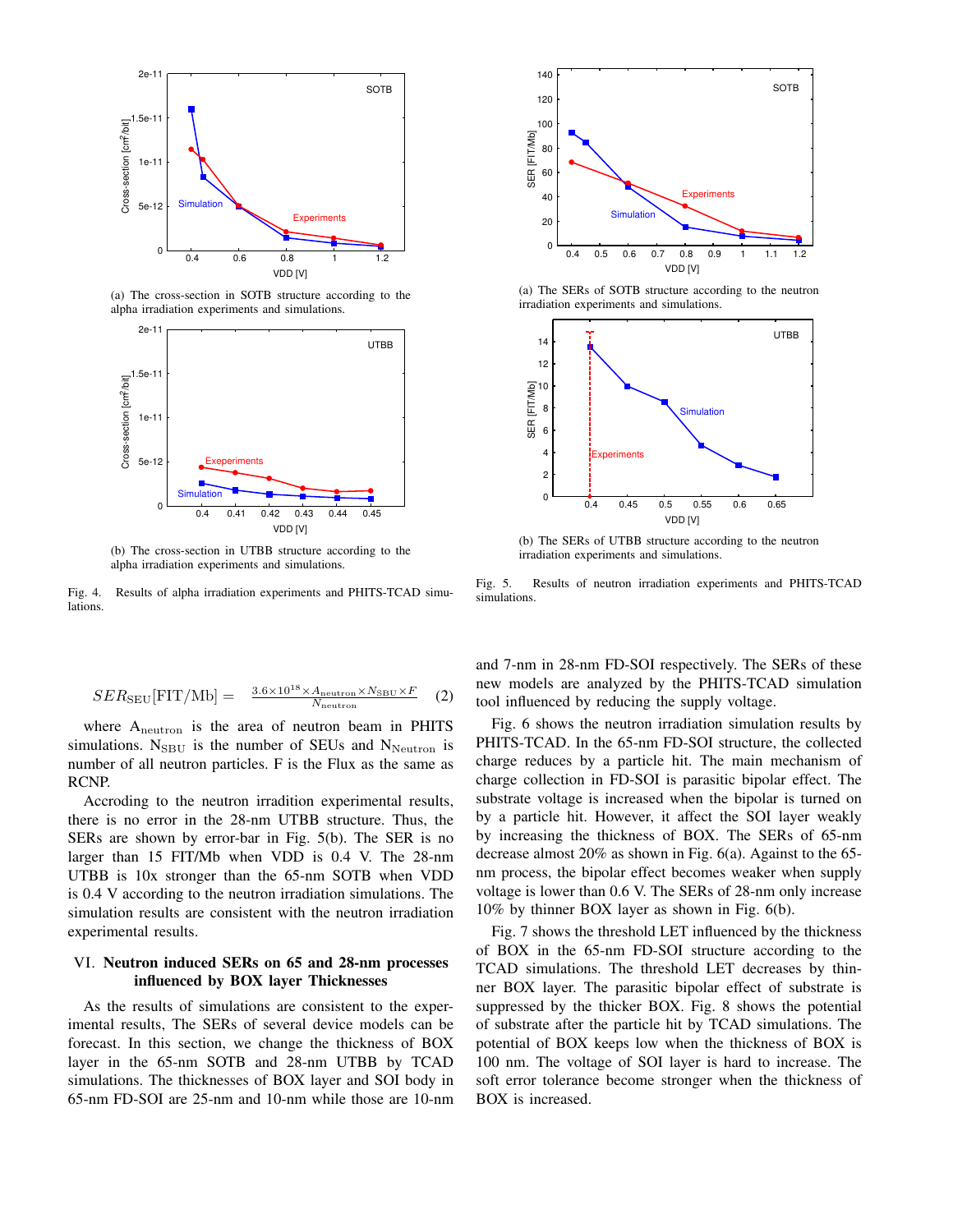(a) The cross-section in SOTB structure according to the alpha irradiation experiments and simulations.

(b) The cross-section in UTBB structure according to the alpha irradiation experiments and simulations.

Fig. 4. Results of alpha irradiation experiments and PHITS-TCAD simulations.

(a) The SERs of SOTB structure according to the neutron irradiation experiments and simulations.

(b) The SERs of UTBB structure according to the neutron irradiation experiments and simulations.

Fig. 5. Results of neutron irradiation experiments and PHITS-TCAD simulations.

$$SER_{\text{SEU}}[\text{FIT/Mb}] = \frac{3.6\times10^{18}\times A_{\text{neutron}}\times N_{\text{SBU}}\times F}{N_{\text{neutron}}} \quad (2)$$

where $A_{\text{neutron}}$ is the area of neutron beam in PHITS simulations. $N_{\text{SBU}}$ is the number of SEUs and $N_{\text{Neutron}}$ is number of all neutron particles. F is the Flux as the same as RCNP.

Accroding to the neutron irradition experimental results, there is no error in the 28-nm UTBB structure. Thus, the SERs are shown by error-bar in Fig. 5(b). The SER is no larger than 15 FIT/Mb when VDD is 0.4 V. The 28-nm UTBB is 10x stronger than the 65-nm SOTB when VDD is 0.4 V according to the neutron irradiation simulations. The simulation results are consistent with the neutron irradiation experimental results.

## VI. Neutron induced SERs on 65 and 28-nm processes influenced by BOX layer Thicknesses

As the results of simulations are consistent to the experimental results, The SERs of several device models can be forecast. In this section, we change the thickness of BOX layer in the 65-nm SOTB and 28-nm UTBB by TCAD simulations. The thicknesses of BOX layer and SOI body in 65-nm FD-SOI are 25-nm and 10-nm while those are 10-nm and 7-nm in 28-nm FD-SOI respectively. The SERs of these new models are analyzed by the PHITS-TCAD simulation tool influenced by reducing the supply voltage.

Fig. 6 shows the neutron irradiation simulation results by PHITS-TCAD. In the 65-nm FD-SOI structure, the collected charge reduces by a particle hit. The main mechanism of charge collection in FD-SOI is parasitic bipolar effect. The substrate voltage is increased when the bipolar is turned on by a particle hit. However, it affect the SOI layer weakly by increasing the thickness of BOX. The SERs of 65-nm decrease almost 20% as shown in Fig. 6(a). Against to the 65-nm process, the bipolar effect becomes weaker when supply voltage is lower than 0.6 V. The SERs of 28-nm only increase 10% by thinner BOX layer as shown in Fig. 6(b).

Fig. 7 shows the threshold LET influenced by the thickness of BOX in the 65-nm FD-SOI structure according to the TCAD simulations. The threshold LET decreases by thinner BOX layer. The parasitic bipolar effect of substrate is suppressed by the thicker BOX. Fig. 8 shows the potential of substrate after the particle hit by TCAD simulations. The potential of BOX keeps low when the thickness of BOX is 100 nm. The voltage of SOI layer is hard to increase. The soft error tolerance become stronger when the thickness of BOX is increased.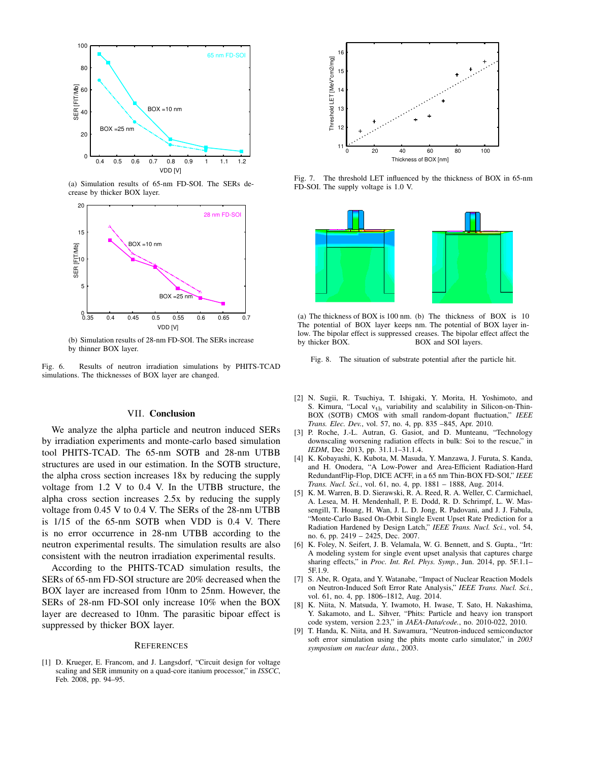100

80

60

40

20

0

SER [FIT/Mb]

65 nm FD-SOI

BOX =10 nm

BOX =25 nm

0.4 0.5 0.6 0.7 0.8 0.9 1 1.1 1.2

VDD [V]

(a) Simulation results of 65-nm FD-SOI. The SERs decrease by thicker BOX layer.

20

15

10

5

0

SER [FIT/Mb]

28 nm FD-SOI

BOX =10 nm

BOX =25 nm

0.35 0.4 0.45 0.5 0.55 0.6 0.65 0.7

VDD [V]

(b) Simulation results of 28-nm FD-SOI. The SERs increase by thinner BOX layer.

Fig. 6. Results of neutron irradiation simulations by PHITS-TCAD simulations. The thicknesses of BOX layer are changed.

16

15

14

13

12

11

Threshold LET [MeV*cm2/mg]

0 20 40 60 80 100

Thickness of BOX [nm]

Fig. 7. The threshold LET influenced by the thickness of BOX in 65-nm FD-SOI. The supply voltage is 1.0 V.

(a) The thickness of BOX is 100 nm. The potential of BOX layer keeps low. The bipolar effect is suppressed by thicker BOX.

(b) The thickness of BOX is 10 nm. The potential of BOX layer increases. The bipolar effect affect the BOX and SOI layers.

Fig. 8. The situation of substrate potential after the particle hit.

## VII. Conclusion

We analyze the alpha particle and neutron induced SERs by irradiation experiments and monte-carlo based simulation tool PHITS-TCAD. The 65-nm SOTB and 28-nm UTBB structures are used in our estimation. In the SOTB structure, the alpha cross section increases 18x by reducing the supply voltage from 1.2 V to 0.4 V. In the UTBB structure, the alpha cross section increases 2.5x by reducing the supply voltage from 0.45 V to 0.4 V. The SERs of the 28-nm UTBB is 1/15 of the 65-nm SOTB when VDD is 0.4 V. There is no error occurrence in 28-nm UTBB according to the neutron experimental results. The simulation results are also consistent with the neutron irradiation experimental results.

According to the PHITS-TCAD simulation results, the SERs of 65-nm FD-SOI structure are 20% decreased when the BOX layer are increased from 10nm to 25nm. However, the SERs of 28-nm FD-SOI only increase 10% when the BOX layer are decreased to 10nm. The parasitic bipoar effect is suppressed by thicker BOX layer.

## References

[1] D. Krueger, E. Francom, and J. Langsdorf, "Circuit design for voltage scaling and SER immunity on a quad-core itanium processor," in *ISSCC*, Feb. 2008, pp. 94–95.

[2] N. Sugii, R. Tsuchiya, T. Ishigaki, Y. Morita, H. Yoshimoto, and S. Kimura, "Local $v_{th}$ variability and scalability in Silicon-on-Thin-BOX (SOTB) CMOS with small random-dopant fluctuation," *IEEE Trans. Elec. Dev.*, vol. 57, no. 4, pp. 835 –845, Apr. 2010.

[3] P. Roche, J.-L. Autran, G. Gasiot, and D. Munteanu, "Technology downscaling worsening radiation effects in bulk: Soi to the rescue," in *IEDM*, Dec 2013, pp. 31.1.1–31.1.4.

[4] K. Kobayashi, K. Kubota, M. Masuda, Y. Manzawa, J. Furuta, S. Kanda, and H. Onodera, "A Low-Power and Area-Efficient Radiation-Hard RedundantFlip-Flop, DICE ACFF, in a 65 nm Thin-BOX FD-SOI," *IEEE Trans. Nucl. Sci.*, vol. 61, no. 4, pp. 1881 – 1888, Aug. 2014.

[5] K. M. Warren, B. D. Sierawski, R. A. Reed, R. A. Weller, C. Carmichael, A. Lesea, M. H. Mendenhall, P. E. Dodd, R. D. Schrimpf, L. W. Massengill, T. Hoang, H. Wan, J. L. D. Jong, R. Padovani, and J. J. Fabula, "Monte-Carlo Based On-Orbit Single Event Upset Rate Prediction for a Radiation Hardened by Design Latch," *IEEE Trans. Nucl. Sci.*, vol. 54, no. 6, pp. 2419 – 2425, Dec. 2007.

[6] K. Foley, N. Seifert, J. B. Velamala, W. G. Bennett, and S. Gupta., "Irt: A modeling system for single event upset analysis that captures charge sharing effects," in *Proc. Int. Rel. Phys. Symp.*, Jun. 2014, pp. 5F.1.1–5F.1.9.

[7] S. Abe, R. Ogata, and Y. Watanabe, "Impact of Nuclear Reaction Models on Neutron-Induced Soft Error Rate Analysis," *IEEE Trans. Nucl. Sci.*, vol. 61, no. 4, pp. 1806–1812, Aug. 2014.

[8] K. Niita, N. Matsuda, Y. Iwamoto, H. Iwase, T. Sato, H. Nakashima, Y. Sakamoto, and L. Sihver, "Phits: Particle and heavy ion transport code system, version 2.23," in *JAEA-Data/code.*, no. 2010-022, 2010.

[9] T. Handa, K. Niita, and H. Sawamura, "Neutron-induced semiconductor soft error simulation using the phits monte carlo simulator," in *2003 symposium on nuclear data.*, 2003.